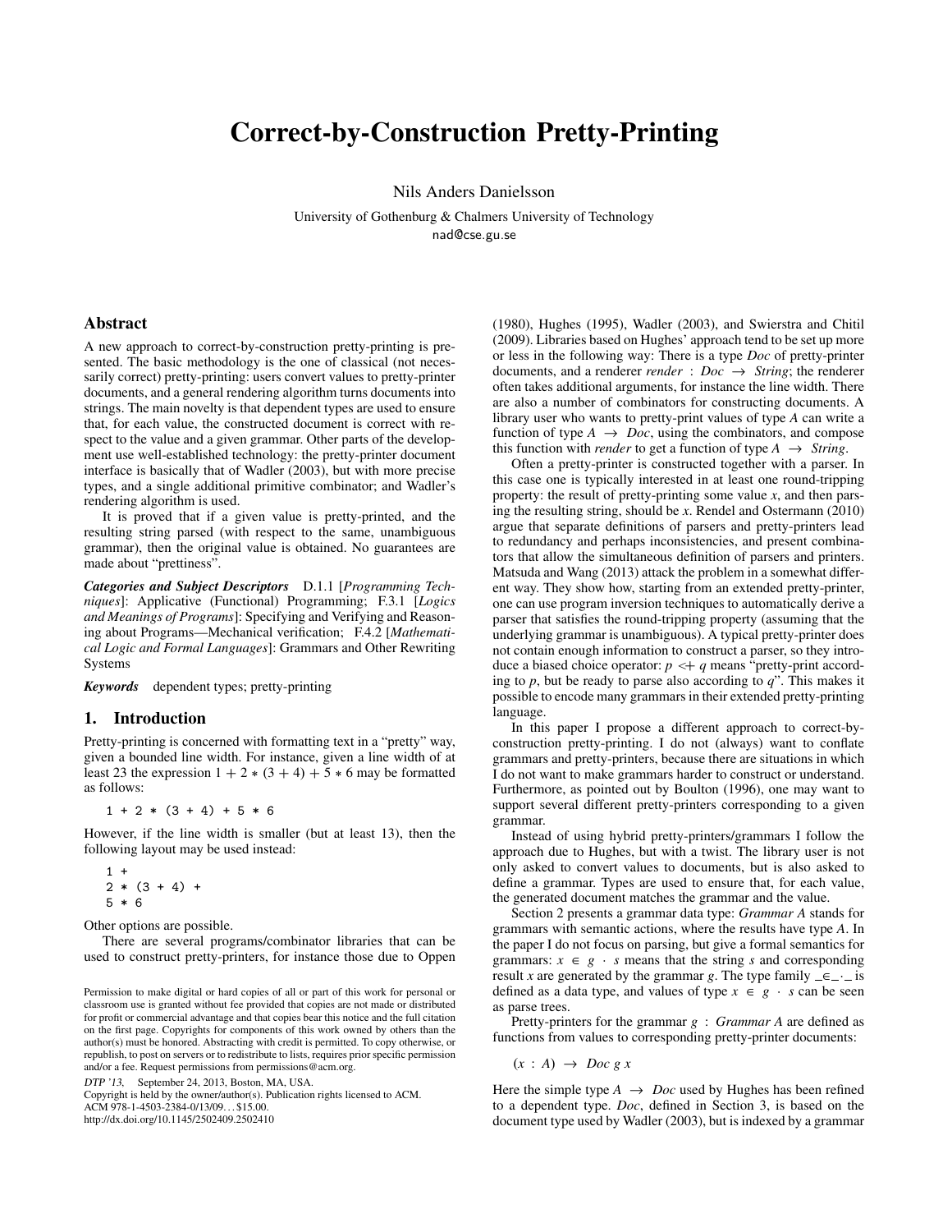# Correct-by-Construction Pretty-Printing

Nils Anders Danielsson

University of Gothenburg & Chalmers University of Technology
nad@cse.gu.se

## Abstract

A new approach to correct-by-construction pretty-printing is presented. The basic methodology is the one of classical (not necessarily correct) pretty-printing: users convert values to pretty-printer documents, and a general rendering algorithm turns documents into strings. The main novelty is that dependent types are used to ensure that, for each value, the constructed document is correct with respect to the value and a given grammar. Other parts of the development use well-established technology: the pretty-printer document interface is basically that of Wadler (2003), but with more precise types, and a single additional primitive combinator; and Wadler's rendering algorithm is used.

It is proved that if a given value is pretty-printed, and the resulting string parsed (with respect to the same, unambiguous grammar), then the original value is obtained. No guarantees are made about "prettiness".

***Categories and Subject Descriptors*** D.1.1 [*Programming Techniques*]: Applicative (Functional) Programming; F.3.1 [*Logics and Meanings of Programs*]: Specifying and Verifying and Reasoning about Programs—Mechanical verification; F.4.2 [*Mathematical Logic and Formal Languages*]: Grammars and Other Rewriting Systems

***Keywords*** dependent types; pretty-printing

## 1. Introduction

Pretty-printing is concerned with formatting text in a "pretty" way, given a bounded line width. For instance, given a line width of at least 23 the expression $1 + 2 * (3 + 4) + 5 * 6$ may be formatted as follows:

```
1 + 2 * (3 + 4) + 5 * 6
```

However, if the line width is smaller (but at least 13), then the following layout may be used instead:

```
1 +
2 * (3 + 4) +
5 * 6
```

Other options are possible.

There are several programs/combinator libraries that can be used to construct pretty-printers, for instance those due to Oppen (1980), Hughes (1995), Wadler (2003), and Swierstra and Chitil (2009). Libraries based on Hughes' approach tend to be set up more or less in the following way: There is a type *Doc* of pretty-printer documents, and a renderer $render : Doc \rightarrow String$; the renderer often takes additional arguments, for instance the line width. There are also a number of combinators for constructing documents. A library user who wants to pretty-print values of type *A* can write a function of type $A \rightarrow Doc$, using the combinators, and compose this function with *render* to get a function of type $A \rightarrow String$.

Often a pretty-printer is constructed together with a parser. In this case one is typically interested in at least one round-tripping property: the result of pretty-printing some value *x*, and then parsing the resulting string, should be *x*. Rendel and Ostermann (2010) argue that separate definitions of parsers and pretty-printers lead to redundancy and perhaps inconsistencies, and present combinators that allow the simultaneous definition of parsers and printers. Matsuda and Wang (2013) attack the problem in a somewhat different way. They show how, starting from an extended pretty-printer, one can use program inversion techniques to automatically derive a parser that satisfies the round-tripping property (assuming that the underlying grammar is unambiguous). A typical pretty-printer does not contain enough information to construct a parser, so they introduce a biased choice operator: $p <\!+ q$ means "pretty-print according to *p*, but be ready to parse also according to *q*". This makes it possible to encode many grammars in their extended pretty-printing language.

In this paper I propose a different approach to correct-by-construction pretty-printing. I do not (always) want to conflate grammars and pretty-printers, because there are situations in which I do not want to make grammars harder to construct or understand. Furthermore, as pointed out by Boulton (1996), one may want to support several different pretty-printers corresponding to a given grammar.

Instead of using hybrid pretty-printers/grammars I follow the approach due to Hughes, but with a twist. The library user is not only asked to convert values to documents, but is also asked to define a grammar. Types are used to ensure that, for each value, the generated document matches the grammar and the value.

Section 2 presents a grammar data type: *Grammar A* stands for grammars with semantic actions, where the results have type *A*. In the paper I do not focus on parsing, but give a formal semantics for grammars: $x \in g \cdot s$ means that the string *s* and corresponding result *x* are generated by the grammar *g*. The type family $\_\in\_\cdot\_$ is defined as a data type, and values of type $x \in g \cdot s$ can be seen as parse trees.

Pretty-printers for the grammar $g : Grammar\ A$ are defined as functions from values to corresponding pretty-printer documents:

$$(x : A) \rightarrow Doc\ g\ x$$

Here the simple type $A \rightarrow Doc$ used by Hughes has been refined to a dependent type. *Doc*, defined in Section 3, is based on the document type used by Wadler (2003), but is indexed by a grammar

Permission to make digital or hard copies of all or part of this work for personal or classroom use is granted without fee provided that copies are not made or distributed for profit or commercial advantage and that copies bear this notice and the full citation on the first page. Copyrights for components of this work owned by others than the author(s) must be honored. Abstracting with credit is permitted. To copy otherwise, or republish, to post on servers or to redistribute to lists, requires prior specific permission and/or a fee. Request permissions from permissions@acm.org.

*DTP '13*, September 24, 2013, Boston, MA, USA.
Copyright is held by the owner/author(s). Publication rights licensed to ACM.
ACM 978-1-4503-2384-0/13/09…$15.00.
http://dx.doi.org/10.1145/2502409.2502410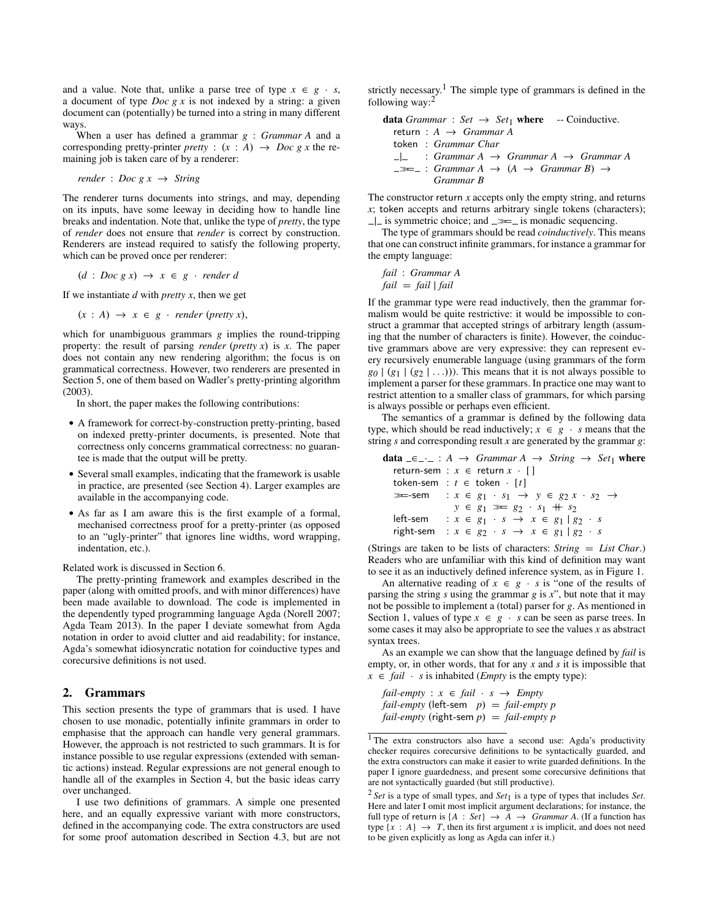and a value. Note that, unlike a parse tree of type $x \in g \cdot s$, a document of type *Doc g x* is not indexed by a string: a given document can (potentially) be turned into a string in many different ways.

When a user has defined a grammar $g : Grammar\ A$ and a corresponding pretty-printer $pretty : (x : A) \rightarrow Doc\ g\ x$ the remaining job is taken care of by a renderer:

$$render : Doc\ g\ x \rightarrow String$$

The renderer turns documents into strings, and may, depending on its inputs, have some leeway in deciding how to handle line breaks and indentation. Note that, unlike the type of *pretty*, the type of *render* does not ensure that *render* is correct by construction. Renderers are instead required to satisfy the following property, which can be proved once per renderer:

$$(d : Doc\ g\ x) \rightarrow x \in g \cdot render\ d$$

If we instantiate $d$ with *pretty x*, then we get

$$(x : A) \rightarrow x \in g \cdot render\ (pretty\ x),$$

which for unambiguous grammars $g$ implies the round-tripping property: the result of parsing *render* (*pretty x*) is $x$. The paper does not contain any new rendering algorithm; the focus is on grammatical correctness. However, two renderers are presented in Section 5, one of them based on Wadler's pretty-printing algorithm (2003).

In short, the paper makes the following contributions:

- A framework for correct-by-construction pretty-printing, based on indexed pretty-printer documents, is presented. Note that correctness only concerns grammatical correctness: no guarantee is made that the output will be pretty.
- Several small examples, indicating that the framework is usable in practice, are presented (see Section 4). Larger examples are available in the accompanying code.
- As far as I am aware this is the first example of a formal, mechanised correctness proof for a pretty-printer (as opposed to an "ugly-printer" that ignores line widths, word wrapping, indentation, etc.).

Related work is discussed in Section 6.

The pretty-printing framework and examples described in the paper (along with omitted proofs, and with minor differences) have been made available to download. The code is implemented in the dependently typed programming language Agda (Norell 2007; Agda Team 2013). In the paper I deviate somewhat from Agda notation in order to avoid clutter and aid readability; for instance, Agda's somewhat idiosyncratic notation for coinductive types and corecursive definitions is not used.

## 2. Grammars

This section presents the type of grammars that is used. I have chosen to use monadic, potentially infinite grammars in order to emphasise that the approach can handle very general grammars. However, the approach is not restricted to such grammars. It is for instance possible to use regular expressions (extended with semantic actions) instead. Regular expressions are not general enough to handle all of the examples in Section 4, but the basic ideas carry over unchanged.

I use two definitions of grammars. A simple one presented here, and an equally expressive variant with more constructors, defined in the accompanying code. The extra constructors are used for some proof automation described in Section 4.3, but are not strictly necessary.[1] The simple type of grammars is defined in the following way:[2]

```
data Grammar : Set → Set₁ where    -- Coinductive.
  return : A → Grammar A
  token  : Grammar Char
  _|_    : Grammar A → Grammar A → Grammar A
  _>>=_  : Grammar A → (A → Grammar B) →
           Grammar B
```

The constructor return $x$ accepts only the empty string, and returns $x$; token accepts and returns arbitrary single tokens (characters); _|_ is symmetric choice; and _>>=_ is monadic sequencing.

The type of grammars should be read *coinductively*. This means that one can construct infinite grammars, for instance a grammar for the empty language:

```
fail : Grammar A
fail = fail | fail
```

If the grammar type were read inductively, then the grammar formalism would be quite restrictive: it would be impossible to construct a grammar that accepted strings of arbitrary length (assuming that the number of characters is finite). However, the coinductive grammars above are very expressive: they can represent every recursively enumerable language (using grammars of the form $g_0 \mid (g_1 \mid (g_2 \mid \ldots)))$. This means that it is not always possible to implement a parser for these grammars. In practice one may want to restrict attention to a smaller class of grammars, for which parsing is always possible or perhaps even efficient.

The semantics of a grammar is defined by the following data type, which should be read inductively; $x \in g \cdot s$ means that the string $s$ and corresponding result $x$ are generated by the grammar $g$:

```
data _∈_·_ : A → Grammar A → String → Set₁ where
  return-sem : x ∈ return x · [ ]
  token-sem  : t ∈ token · [t]
  >>=-sem    : x ∈ g₁ · s₁ → y ∈ g₂ x · s₂ →
               y ∈ g₁ >>= g₂ · s₁ ++ s₂
  left-sem   : x ∈ g₁ · s → x ∈ g₁ | g₂ · s
  right-sem  : x ∈ g₂ · s → x ∈ g₁ | g₂ · s
```

(Strings are taken to be lists of characters: $String = List\ Char$.) Readers who are unfamiliar with this kind of definition may want to see it as an inductively defined inference system, as in Figure 1.

An alternative reading of $x \in g \cdot s$ is "one of the results of parsing the string $s$ using the grammar $g$ is $x$", but note that it may not be possible to implement a (total) parser for $g$. As mentioned in Section 1, values of type $x \in g \cdot s$ can be seen as parse trees. In some cases it may also be appropriate to see the values $x$ as abstract syntax trees.

As an example we can show that the language defined by *fail* is empty, or, in other words, that for any $x$ and $s$ it is impossible that $x \in fail \cdot s$ is inhabited (*Empty* is the empty type):

```
fail-empty : x ∈ fail · s → Empty
fail-empty (left-sem  p) = fail-empty p
fail-empty (right-sem p) = fail-empty p
```

[1] The extra constructors also have a second use: Agda's productivity checker requires corecursive definitions to be syntactically guarded, and the extra constructors can make it easier to write guarded definitions. In the paper I ignore guardedness, and present some corecursive definitions that are not syntactically guarded (but still productive).

[2] *Set* is a type of small types, and $Set_1$ is a type of types that includes *Set*. Here and later I omit most implicit argument declarations; for instance, the full type of return is $\{A : Set\} \rightarrow A \rightarrow Grammar\ A$. (If a function has type $\{x : A\} \rightarrow T$, then its first argument $x$ is implicit, and does not need to be given explicitly as long as Agda can infer it.)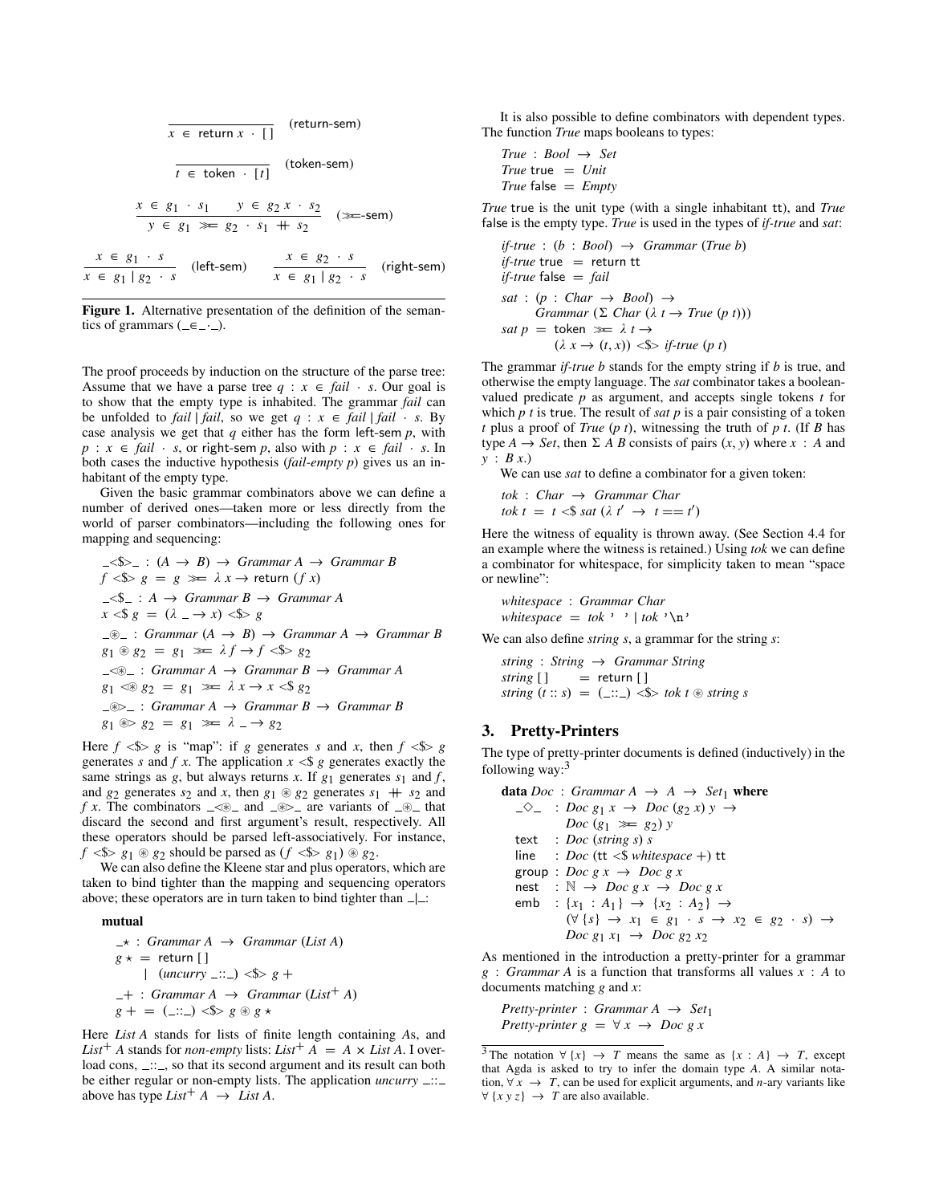$$\frac{}{x \in \mathsf{return}\ x \cdot [\,]}\quad \text{(return-sem)}$$

$$\frac{}{t \in \mathsf{token} \cdot [t]}\quad \text{(token-sem)}$$

$$\frac{x \in g_1 \cdot s_1 \qquad y \in g_2\, x \cdot s_2}{y \in g_1 \gg\!= g_2 \cdot s_1 +\!\!+ s_2}\quad (\gg\!=\text{-sem})$$

$$\frac{x \in g_1 \cdot s}{x \in g_1 \mid g_2 \cdot s}\quad \text{(left-sem)} \qquad \frac{x \in g_2 \cdot s}{x \in g_1 \mid g_2 \cdot s}\quad \text{(right-sem)}$$

**Figure 1.** Alternative presentation of the definition of the semantics of grammars ($\_\in\_\cdot\_$).

The proof proceeds by induction on the structure of the parse tree: Assume that we have a parse tree $q : x \in fail \cdot s$. Our goal is to show that the empty type is inhabited. The grammar *fail* can be unfolded to $fail \mid fail$, so we get $q : x \in fail \mid fail \cdot s$. By case analysis we get that $q$ either has the form left-sem $p$, with $p : x \in fail \cdot s$, or right-sem $p$, also with $p : x \in fail \cdot s$. In both cases the inductive hypothesis (*fail-empty* $p$) gives us an inhabitant of the empty type.

Given the basic grammar combinators above we can define a number of derived ones—taken more or less directly from the world of parser combinators—including the following ones for mapping and sequencing:

```
_<$>_ : (A → B) → Grammar A → Grammar B
f <$> g = g >>= λ x → return (f x)

_<$_ : A → Grammar B → Grammar A
x <$ g = (λ _ → x) <$> g

_⊛_ : Grammar (A → B) → Grammar A → Grammar B
g₁ ⊛ g₂ = g₁ >>= λ f → f <$> g₂

_<⊛_ : Grammar A → Grammar B → Grammar A
g₁ <⊛ g₂ = g₁ >>= λ x → x <$ g₂

_⊛>_ : Grammar A → Grammar B → Grammar B
g₁ ⊛> g₂ = g₁ >>= λ _ → g₂
```

Here $f$ <\$> $g$ is "map": if $g$ generates $s$ and $x$, then $f$ <\$> $g$ generates $s$ and $f\ x$. The application $x$ <\$ $g$ generates exactly the same strings as $g$, but always returns $x$. If $g_1$ generates $s_1$ and $f$, and $g_2$ generates $s_2$ and $x$, then $g_1 \circledast g_2$ generates $s_1 +\!\!+ s_2$ and $f\ x$. The combinators $\_{<\!\circledast}\_$ and $\_{\circledast\!>}\_$ are variants of $\_\circledast\_$ that discard the second and first argument's result, respectively. All these operators should be parsed left-associatively. For instance, $f$ <\$> $g_1 \circledast g_2$ should be parsed as ($f$ <\$> $g_1$) $\circledast g_2$.

We can also define the Kleene star and plus operators, which are taken to bind tighter than the mapping and sequencing operators above; these operators are in turn taken to bind tighter than $\_|\_$:

```
mutual
  _⋆ : Grammar A → Grammar (List A)
  g ⋆ = return []
      | (uncurry _::_) <$> g +

  _+ : Grammar A → Grammar (List⁺ A)
  g + = (_::_) <$> g ⊛ g ⋆
```

Here *List A* stands for lists of finite length containing *A*s, and $List^+\ A$ stands for *non-empty* lists: $List^+\ A = A \times List\ A$. I overload cons, $\_::\_$, so that its second argument and its result can both be either regular or non-empty lists. The application *uncurry* $\_::\_$ above has type $List^+\ A \to List\ A$.

It is also possible to define combinators with dependent types. The function *True* maps booleans to types:

```
True : Bool → Set
True true  = Unit
True false = Empty
```

*True* true is the unit type (with a single inhabitant tt), and *True* false is the empty type. *True* is used in the types of *if-true* and *sat*:

```
if-true : (b : Bool) → Grammar (True b)
if-true true  = return tt
if-true false = fail

sat : (p : Char → Bool) →
      Grammar (Σ Char (λ t → True (p t)))
sat p = token >>= λ t →
        (λ x → (t, x)) <$> if-true (p t)
```

The grammar *if-true b* stands for the empty string if $b$ is true, and otherwise the empty language. The *sat* combinator takes a boolean-valued predicate $p$ as argument, and accepts single tokens $t$ for which $p\ t$ is true. The result of *sat p* is a pair consisting of a token $t$ plus a proof of *True* ($p\ t$), witnessing the truth of $p\ t$. (If $B$ has type $A \to Set$, then $\Sigma\ A\ B$ consists of pairs $(x, y)$ where $x : A$ and $y : B\ x$.)

We can use *sat* to define a combinator for a given token:

```
tok : Char → Grammar Char
tok t = t <$ sat (λ t' → t == t')
```

Here the witness of equality is thrown away. (See Section 4.4 for an example where the witness is retained.) Using *tok* we can define a combinator for whitespace, for simplicity taken to mean "space or newline":

```
whitespace : Grammar Char
whitespace = tok ' ' | tok '\n'
```

We can also define *string s*, a grammar for the string $s$:

```
string : String → Grammar String
string []       = return []
string (t :: s) = (_::_) <$> tok t ⊛ string s
```

## 3. Pretty-Printers

The type of pretty-printer documents is defined (inductively) in the following way:[3]

```
data Doc : Grammar A → A → Set₁ where
  _◇_   : Doc g₁ x → Doc (g₂ x) y →
          Doc (g₁ >>= g₂) y
  text  : Doc (string s) s
  line  : Doc (tt <$ whitespace +) tt
  group : Doc g x → Doc g x
  nest  : ℕ → Doc g x → Doc g x
  emb   : {x₁ : A₁} → {x₂ : A₂} →
          (∀ {s} → x₁ ∈ g₁ · s → x₂ ∈ g₂ · s) →
          Doc g₁ x₁ → Doc g₂ x₂
```

As mentioned in the introduction a pretty-printer for a grammar $g$ : *Grammar A* is a function that transforms all values $x : A$ to documents matching $g$ and $x$:

```
Pretty-printer : Grammar A → Set₁
Pretty-printer g = ∀ x → Doc g x
```

[3] The notation $\forall \{x\} \to T$ means the same as $\{x : A\} \to T$, except that Agda is asked to try to infer the domain type $A$. A similar notation, $\forall\ x \to T$, can be used for explicit arguments, and $n$-ary variants like $\forall \{x\ y\ z\} \to T$ are also available.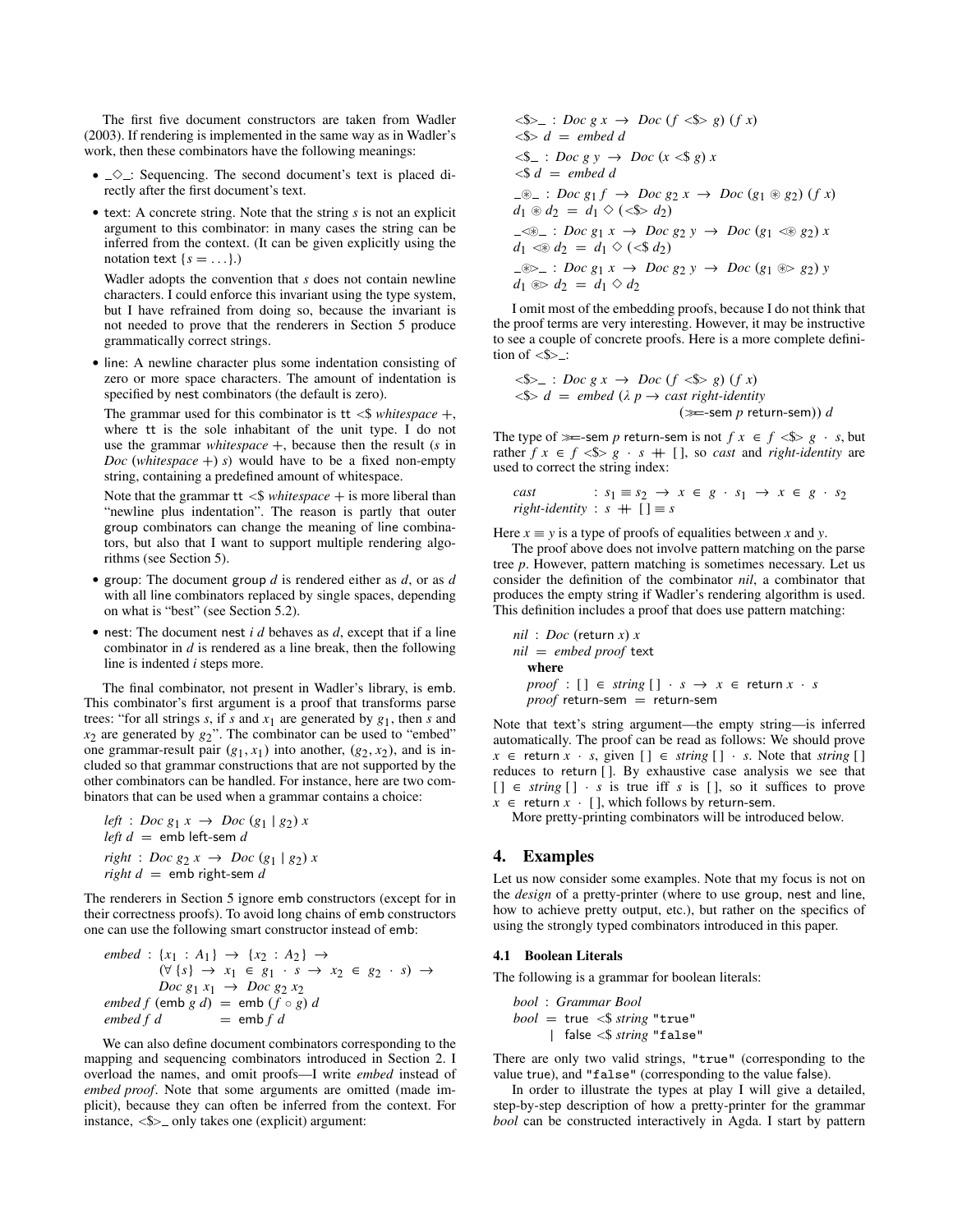The first five document constructors are taken from Wadler (2003). If rendering is implemented in the same way as in Wadler's work, then these combinators have the following meanings:

- $\_\diamond\_$: Sequencing. The second document's text is placed directly after the first document's text.
- text: A concrete string. Note that the string $s$ is not an explicit argument to this combinator: in many cases the string can be inferred from the context. (It can be given explicitly using the notation text $\{s = \ldots\}$.)

  Wadler adopts the convention that $s$ does not contain newline characters. I could enforce this invariant using the type system, but I have refrained from doing so, because the invariant is not needed to prove that the renderers in Section 5 produce grammatically correct strings.
- line: A newline character plus some indentation consisting of zero or more space characters. The amount of indentation is specified by nest combinators (the default is zero).

  The grammar used for this combinator is tt $<\$$ *whitespace* $+$, where tt is the sole inhabitant of the unit type. I do not use the grammar *whitespace* $+$, because then the result ($s$ in *Doc* (*whitespace* $+$) $s$) would have to be a fixed non-empty string, containing a predefined amount of whitespace.

  Note that the grammar tt $<\$$ *whitespace* $+$ is more liberal than "newline plus indentation". The reason is partly that outer group combinators can change the meaning of line combinators, but also that I want to support multiple rendering algorithms (see Section 5).
- group: The document group $d$ is rendered either as $d$, or as $d$ with all line combinators replaced by single spaces, depending on what is "best" (see Section 5.2).
- nest: The document nest $i$ $d$ behaves as $d$, except that if a line combinator in $d$ is rendered as a line break, then the following line is indented $i$ steps more.

The final combinator, not present in Wadler's library, is emb. This combinator's first argument is a proof that transforms parse trees: "for all strings $s$, if $s$ and $x_1$ are generated by $g_1$, then $s$ and $x_2$ are generated by $g_2$". The combinator can be used to "embed" one grammar-result pair $(g_1, x_1)$ into another, $(g_2, x_2)$, and is included so that grammar constructions that are not supported by the other combinators can be handled. For instance, here are two combinators that can be used when a grammar contains a choice:

```
left : Doc g₁ x → Doc (g₁ | g₂) x
left d = emb left-sem d

right : Doc g₂ x → Doc (g₁ | g₂) x
right d = emb right-sem d
```

The renderers in Section 5 ignore emb constructors (except for in their correctness proofs). To avoid long chains of emb constructors one can use the following smart constructor instead of emb:

```
embed : {x₁ : A₁} → {x₂ : A₂} →
        (∀ {s} → x₁ ∈ g₁ · s → x₂ ∈ g₂ · s) →
        Doc g₁ x₁ → Doc g₂ x₂
embed f (emb g d) = emb (f ∘ g) d
embed f d         = emb f d
```

We can also define document combinators corresponding to the mapping and sequencing combinators introduced in Section 2. I overload the names, and omit proofs—I write *embed* instead of *embed proof*. Note that some arguments are omitted (made implicit), because they can often be inferred from the context. For instance, $<\$>\_$ only takes one (explicit) argument:

```
<$>_ : Doc g x → Doc (f <$> g) (f x)
<$> d = embed d

<$_ : Doc g y → Doc (x <$ g) x
<$ d = embed d

_⊛_ : Doc g₁ f → Doc g₂ x → Doc (g₁ ⊛ g₂) (f x)
d₁ ⊛ d₂ = d₁ ◇ (<$> d₂)

_<⊛_ : Doc g₁ x → Doc g₂ y → Doc (g₁ <⊛ g₂) x
d₁ <⊛ d₂ = d₁ ◇ (<$ d₂)

_⊛>_ : Doc g₁ x → Doc g₂ y → Doc (g₁ ⊛> g₂) y
d₁ ⊛> d₂ = d₁ ◇ d₂
```

I omit most of the embedding proofs, because I do not think that the proof terms are very interesting. However, it may be instructive to see a couple of concrete proofs. Here is a more complete definition of $<\$>\_$:

```
<$>_ : Doc g x → Doc (f <$> g) (f x)
<$> d = embed (λ p → cast right-identity
                       (≫=-sem p return-sem)) d
```

The type of $\gg\!\!=$-sem $p$ return-sem is not $f\ x \in f <\$> g \cdot s$, but rather $f\ x \in f <\$> g \cdot s +\!\!+ [\,]$, so *cast* and *right-identity* are used to correct the string index:

```
cast           : s₁ ≡ s₂ → x ∈ g · s₁ → x ∈ g · s₂
right-identity : s ++ [] ≡ s
```

Here $x \equiv y$ is a type of proofs of equalities between $x$ and $y$.

The proof above does not involve pattern matching on the parse tree $p$. However, pattern matching is sometimes necessary. Let us consider the definition of the combinator *nil*, a combinator that produces the empty string if Wadler's rendering algorithm is used. This definition includes a proof that does use pattern matching:

```
nil : Doc (return x) x
nil = embed proof text
  where
  proof : [] ∈ string [] · s → x ∈ return x · s
  proof return-sem = return-sem
```

Note that text's string argument—the empty string—is inferred automatically. The proof can be read as follows: We should prove $x \in$ return $x \cdot s$, given $[\,] \in$ *string* $[\,] \cdot s$. Note that *string* $[\,]$ reduces to return $[\,]$. By exhaustive case analysis we see that $[\,] \in$ *string* $[\,] \cdot s$ is true iff $s$ is $[\,]$, so it suffices to prove $x \in$ return $x \cdot [\,]$, which follows by return-sem.

More pretty-printing combinators will be introduced below.

## 4. Examples

Let us now consider some examples. Note that my focus is not on the *design* of a pretty-printer (where to use group, nest and line, how to achieve pretty output, etc.), but rather on the specifics of using the strongly typed combinators introduced in this paper.

### 4.1 Boolean Literals

The following is a grammar for boolean literals:

```
bool : Grammar Bool
bool = true <$ string "true"
     | false <$ string "false"
```

There are only two valid strings, "true" (corresponding to the value true), and "false" (corresponding to the value false).

In order to illustrate the types at play I will give a detailed, step-by-step description of how a pretty-printer for the grammar *bool* can be constructed interactively in Agda. I start by pattern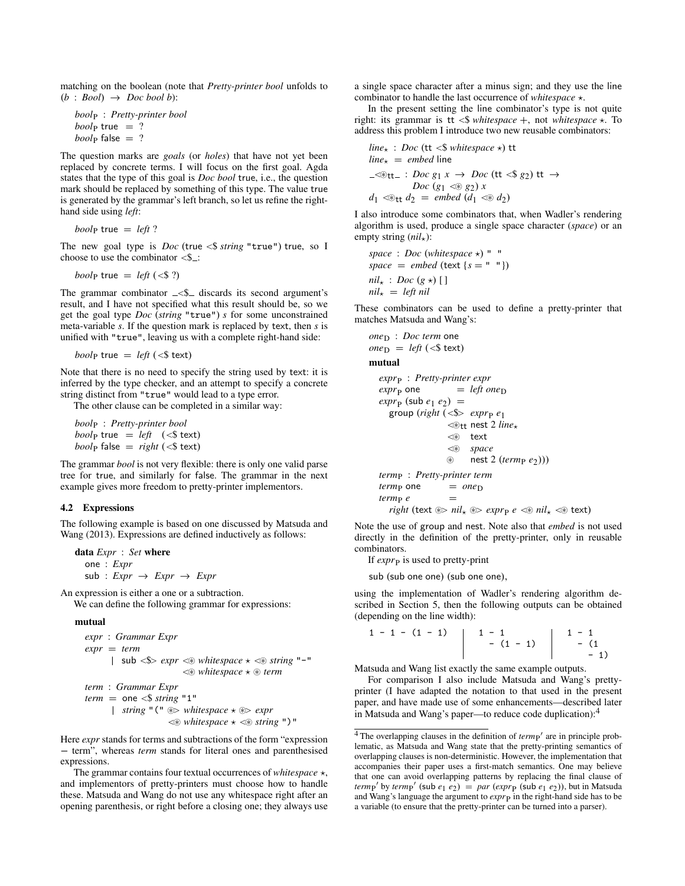matching on the boolean (note that *Pretty-printer bool* unfolds to $(b : Bool) \rightarrow Doc\ bool\ b$):

```
boolP : Pretty-printer bool
boolP true  = ?
boolP false = ?
```

The question marks are *goals* (or *holes*) that have not yet been replaced by concrete terms. I will focus on the first goal. Agda states that the type of this goal is *Doc bool* true, i.e., the question mark should be replaced by something of this type. The value true is generated by the grammar's left branch, so let us refine the right-hand side using *left*:

```
boolP true = left ?
```

The new goal type is *Doc* (true <$ *string* "true") true, so I choose to use the combinator <$_:

```
boolP true = left (<$ ?)
```

The grammar combinator _<$_ discards its second argument's result, and I have not specified what this result should be, so we get the goal type *Doc* (*string* "true") *s* for some unconstrained meta-variable *s*. If the question mark is replaced by text, then *s* is unified with "true", leaving us with a complete right-hand side:

```
boolP true = left (<$ text)
```

Note that there is no need to specify the string used by text: it is inferred by the type checker, and an attempt to specify a concrete string distinct from "true" would lead to a type error.

The other clause can be completed in a similar way:

```
boolP : Pretty-printer bool
boolP true  = left  (<$ text)
boolP false = right (<$ text)
```

The grammar *bool* is not very flexible: there is only one valid parse tree for true, and similarly for false. The grammar in the next example gives more freedom to pretty-printer implementors.

### 4.2 Expressions

The following example is based on one discussed by Matsuda and Wang (2013). Expressions are defined inductively as follows:

```
data Expr : Set where
  one : Expr
  sub : Expr → Expr → Expr
```

An expression is either a one or a subtraction.

We can define the following grammar for expressions:

```
mutual
  expr : Grammar Expr
  expr = term
       | sub <$> expr <⊛ whitespace ⋆ <⊛ string "-"
                      <⊛ whitespace ⋆ ⊛ term

  term : Grammar Expr
  term = one <$ string "1"
       | string "(" ⊛> whitespace ⋆ ⊛> expr
                    <⊛ whitespace ⋆ <⊛ string ")"
```

Here *expr* stands for terms and subtractions of the form "expression − term", whereas *term* stands for literal ones and parenthesised expressions.

The grammar contains four textual occurrences of *whitespace* ⋆, and implementors of pretty-printers must choose how to handle these. Matsuda and Wang do not use any whitespace right after an opening parenthesis, or right before a closing one; they always use a single space character after a minus sign; and they use the line combinator to handle the last occurrence of *whitespace* ⋆.

In the present setting the line combinator's type is not quite right: its grammar is tt <$ *whitespace* +, not *whitespace* ⋆. To address this problem I introduce two new reusable combinators:

```
line⋆ : Doc (tt <$ whitespace ⋆) tt
line⋆ = embed line

_<⊛tt_ : Doc g₁ x → Doc (tt <$ g₂) tt →
         Doc (g₁ <⊛ g₂) x
d₁ <⊛tt d₂ = embed (d₁ <⊛ d₂)
```

I also introduce some combinators that, when Wadler's rendering algorithm is used, produce a single space character (*space*) or an empty string ($nil_\star$):

```
space : Doc (whitespace ⋆) " "
space = embed (text {s = " "})

nil⋆ : Doc (g ⋆) [ ]
nil⋆ = left nil
```

These combinators can be used to define a pretty-printer that matches Matsuda and Wang's:

```
oneD : Doc term one
oneD = left (<$ text)

mutual
  exprP : Pretty-printer expr
  exprP one         = left oneD
  exprP (sub e₁ e₂) =
    group (right (<$> exprP e₁
                  <⊛tt nest 2 line⋆
                  <⊛   text
                  <⊛   space
                  ⊛    nest 2 (termP e₂)))

  termP : Pretty-printer term
  termP one = oneD
  termP e   =
    right (text ⊛> nil⋆ ⊛> exprP e <⊛ nil⋆ <⊛ text)
```

Note the use of group and nest. Note also that *embed* is not used directly in the definition of the pretty-printer, only in reusable combinators.

If $expr_P$ is used to pretty-print

```
sub (sub one one) (sub one one),
```

using the implementation of Wadler's rendering algorithm described in Section 5, then the following outputs can be obtained (depending on the line width):

```
1 - 1 - (1 - 1)   |  1 - 1          |  1 - 1
                  |    - (1 - 1)    |    - (1
                  |                 |       - 1)
```

Matsuda and Wang list exactly the same example outputs.

For comparison I also include Matsuda and Wang's pretty-printer (I have adapted the notation to that used in the present paper, and have made use of some enhancements—described later in Matsuda and Wang's paper—to reduce code duplication):[4]

[4] The overlapping clauses in the definition of $term_P{}'$ are in principle problematic, as Matsuda and Wang state that the pretty-printing semantics of overlapping clauses is non-deterministic. However, the implementation that accompanies their paper uses a first-match semantics. One may believe that one can avoid overlapping patterns by replacing the final clause of $term_P{}'$ by $term_P{}'$ (sub $e_1$ $e_2$) = *par* ($expr_P$ (sub $e_1$ $e_2$)), but in Matsuda and Wang's language the argument to $expr_P$ in the right-hand side has to be a variable (to ensure that the pretty-printer can be turned into a parser).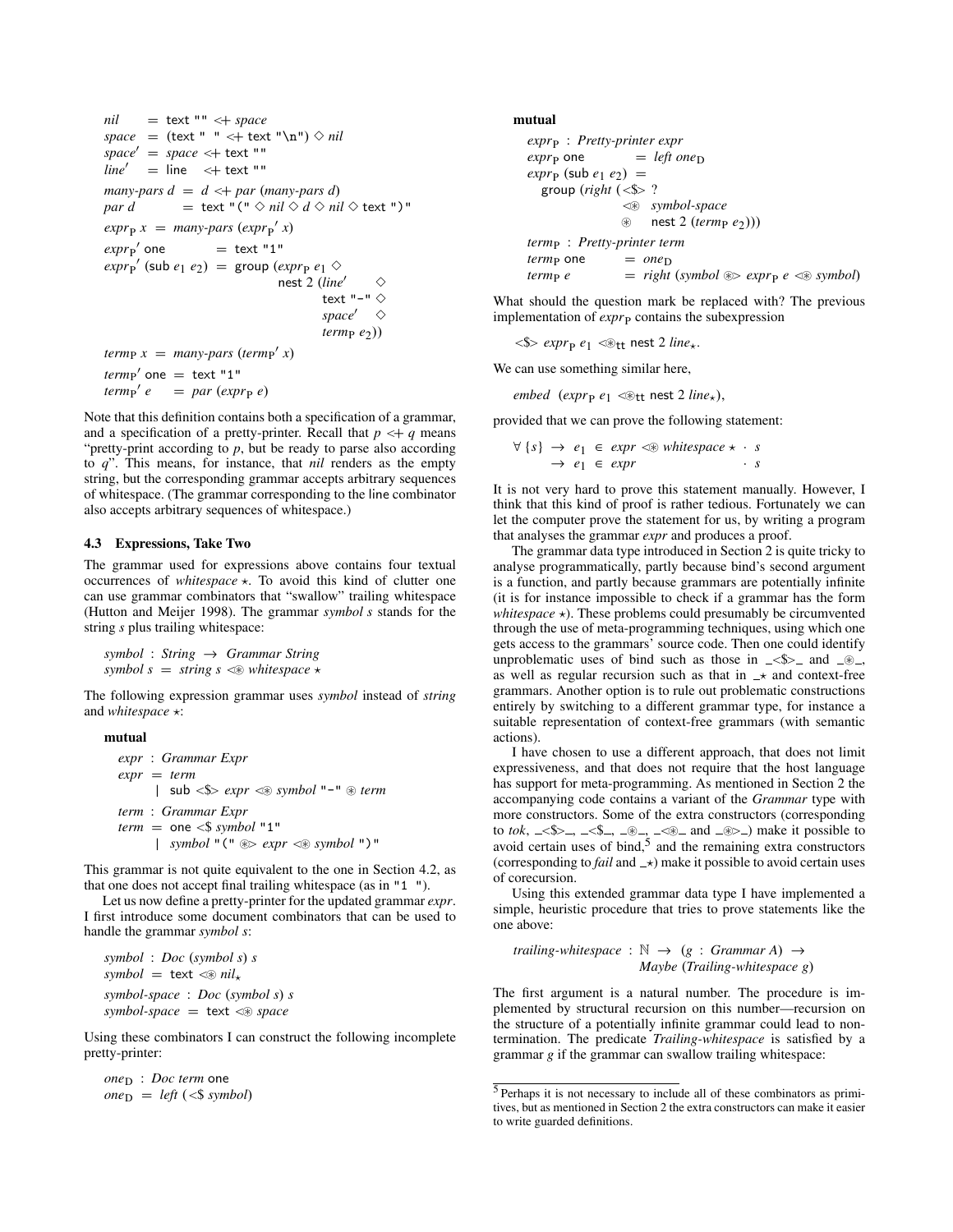```
nil     = text "" <+ space
space   = (text " " <+ text "\n") ◇ nil
space'  = space <+ text ""
line'   = line   <+ text ""
many-pars d = d <+ par (many-pars d)
par d       = text "(" ◇ nil ◇ d ◇ nil ◇ text ")"
exprP x = many-pars (exprP' x)
exprP' one          = text "1"
exprP' (sub e1 e2)  = group (exprP e1 ◇
                             nest 2 (line'    ◇
                                     text "-" ◇
                                     space'   ◇
                                     termP e2))
termP x = many-pars (termP' x)
termP' one = text "1"
termP' e   = par (exprP e)
```

Note that this definition contains both a specification of a grammar, and a specification of a pretty-printer. Recall that $p <+ q$ means "pretty-print according to $p$, but be ready to parse also according to $q$". This means, for instance, that *nil* renders as the empty string, but the corresponding grammar accepts arbitrary sequences of whitespace. (The grammar corresponding to the line combinator also accepts arbitrary sequences of whitespace.)

### 4.3 Expressions, Take Two

The grammar used for expressions above contains four textual occurrences of *whitespace* ⋆. To avoid this kind of clutter one can use grammar combinators that "swallow" trailing whitespace (Hutton and Meijer 1998). The grammar *symbol s* stands for the string *s* plus trailing whitespace:

```
symbol : String → Grammar String
symbol s = string s <⊛ whitespace ⋆
```

The following expression grammar uses *symbol* instead of *string* and *whitespace* ⋆:

```
mutual
  expr : Grammar Expr
  expr = term
       | sub <$> expr <⊛ symbol "-" ⊛ term
  term : Grammar Expr
  term = one <$ symbol "1"
       | symbol "(" ⊛> expr <⊛ symbol ")"
```

This grammar is not quite equivalent to the one in Section 4.2, as that one does not accept final trailing whitespace (as in "1 ").

Let us now define a pretty-printer for the updated grammar *expr*. I first introduce some document combinators that can be used to handle the grammar *symbol s*:

```
symbol : Doc (symbol s) s
symbol = text <⊛ nil⋆
symbol-space : Doc (symbol s) s
symbol-space = text <⊛ space
```

Using these combinators I can construct the following incomplete pretty-printer:

```
oneD : Doc term one
oneD = left (<$ symbol)
mutual
  exprP : Pretty-printer expr
  exprP one         = left oneD
  exprP (sub e1 e2) =
    group (right (<$> ?
                  <⊛  symbol-space
                  ⊛   nest 2 (termP e2)))
  termP : Pretty-printer term
  termP one = oneD
  termP e   = right (symbol ⊛> exprP e <⊛ symbol)
```

What should the question mark be replaced with? The previous implementation of $expr_P$ contains the subexpression

$<\$>\ expr_P\ e_1 <⊛_{tt}$ nest 2 $line_⋆$.

We can use something similar here,

*embed* ($expr_P\ e_1 <⊛_{tt}$ nest 2 $line_⋆$),

provided that we can prove the following statement:

$$\forall \{s\} \to e_1 \in expr <⊛ whitespace ⋆ \cdot s \\ \to e_1 \in expr \cdot s$$

It is not very hard to prove this statement manually. However, I think that this kind of proof is rather tedious. Fortunately we can let the computer prove the statement for us, by writing a program that analyses the grammar *expr* and produces a proof.

The grammar data type introduced in Section 2 is quite tricky to analyse programmatically, partly because bind's second argument is a function, and partly because grammars are potentially infinite (it is for instance impossible to check if a grammar has the form *whitespace* ⋆). These problems could presumably be circumvented through the use of meta-programming techniques, using which one gets access to the grammars' source code. Then one could identify unproblematic uses of bind such as those in _<$>_ and _⊛_, as well as regular recursion such as that in _⋆ and context-free grammars. Another option is to rule out problematic constructions entirely by switching to a different grammar type, for instance a suitable representation of context-free grammars (with semantic actions).

I have chosen to use a different approach, that does not limit expressiveness, and that does not require that the host language has support for meta-programming. As mentioned in Section 2 the accompanying code contains a variant of the *Grammar* type with more constructors. Some of the extra constructors (corresponding to *tok*, _<$>_, _<$_, _⊛_, _<⊛_ and _⊛>_) make it possible to avoid certain uses of bind,[5] and the remaining extra constructors (corresponding to *fail* and _⋆) make it possible to avoid certain uses of corecursion.

Using this extended grammar data type I have implemented a simple, heuristic procedure that tries to prove statements like the one above:

```
trailing-whitespace : ℕ → (g : Grammar A) →
                      Maybe (Trailing-whitespace g)
```

The first argument is a natural number. The procedure is implemented by structural recursion on this number—recursion on the structure of a potentially infinite grammar could lead to non-termination. The predicate *Trailing-whitespace* is satisfied by a grammar *g* if the grammar can swallow trailing whitespace:

[5] Perhaps it is not necessary to include all of these combinators as primitives, but as mentioned in Section 2 the extra constructors can make it easier to write guarded definitions.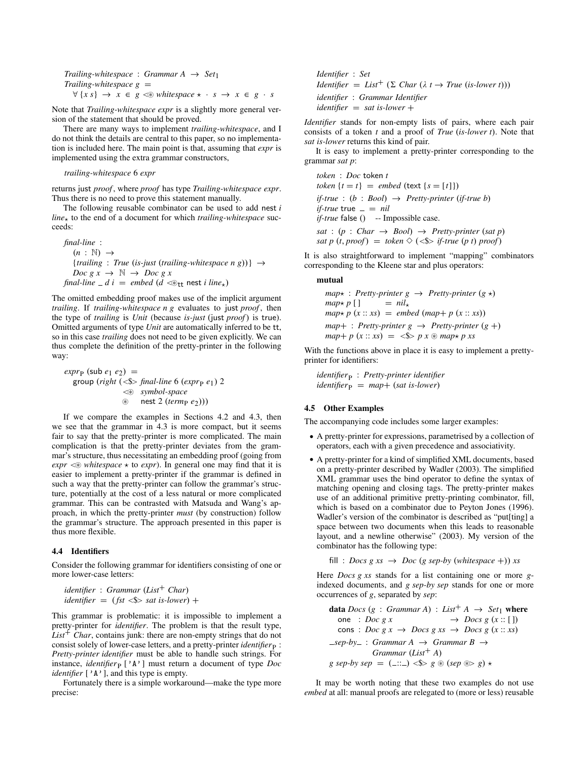```
Trailing-whitespace : Grammar A → Set₁
Trailing-whitespace g =
  ∀ {x s} → x ∈ g <⊛ whitespace ⋆ · s → x ∈ g · s
```

Note that *Trailing-whitespace expr* is a slightly more general version of the statement that should be proved.

There are many ways to implement *trailing-whitespace*, and I do not think the details are central to this paper, so no implementation is included here. The main point is that, assuming that *expr* is implemented using the extra grammar constructors,

```
trailing-whitespace 6 expr
```

returns just *proof*, where *proof* has type *Trailing-whitespace expr*. Thus there is no need to prove this statement manually.

The following reusable combinator can be used to add nest *i* $line_\star$ to the end of a document for which *trailing-whitespace* succeeds:

```
final-line :
  (n : ℕ) →
  {trailing : True (is-just (trailing-whitespace n g))} →
  Doc g x → ℕ → Doc g x
final-line _ d i = embed (d <⊛tt nest i line⋆)
```

The omitted embedding proof makes use of the implicit argument *trailing*. If *trailing-whitespace n g* evaluates to just *proof*, then the type of *trailing* is *Unit* (because *is-just* (just *proof*) is true). Omitted arguments of type *Unit* are automatically inferred to be tt, so in this case *trailing* does not need to be given explicitly. We can thus complete the definition of the pretty-printer in the following way:

```
exprP (sub e₁ e₂) =
  group (right (<$> final-line 6 (exprP e₁) 2
                <⊛  symbol-space
                ⊛   nest 2 (termP e₂)))
```

If we compare the examples in Sections 4.2 and 4.3, then we see that the grammar in 4.3 is more compact, but it seems fair to say that the pretty-printer is more complicated. The main complication is that the pretty-printer deviates from the grammar's structure, thus necessitating an embedding proof (going from *expr* <⊛ *whitespace* ⋆ to *expr*). In general one may find that it is easier to implement a pretty-printer if the grammar is defined in such a way that the pretty-printer can follow the grammar's structure, potentially at the cost of a less natural or more complicated grammar. This can be contrasted with Matsuda and Wang's approach, in which the pretty-printer *must* (by construction) follow the grammar's structure. The approach presented in this paper is thus more flexible.

### 4.4 Identifiers

Consider the following grammar for identifiers consisting of one or more lower-case letters:

```
identifier : Grammar (List⁺ Char)
identifier = (fst <$> sat is-lower) +
```

This grammar is problematic: it is impossible to implement a pretty-printer for *identifier*. The problem is that the result type, $List^+$ *Char*, contains junk: there are non-empty strings that do not consist solely of lower-case letters, and a pretty-printer $identifier_P$ : *Pretty-printer identifier* must be able to handle such strings. For instance, $identifier_P$ [ 'A' ] must return a document of type *Doc identifier* [ 'A' ], and this type is empty.

Fortunately there is a simple workaround—make the type more precise:

```
Identifier : Set
Identifier = List⁺ (Σ Char (λ t → True (is-lower t)))
identifier : Grammar Identifier
identifier = sat is-lower +
```

*Identifier* stands for non-empty lists of pairs, where each pair consists of a token *t* and a proof of *True* (*is-lower t*). Note that *sat is-lower* returns this kind of pair.

It is easy to implement a pretty-printer corresponding to the grammar *sat p*:

```
token : Doc token t
token {t = t} = embed (text {s = [t]})
if-true : (b : Bool) → Pretty-printer (if-true b)
if-true true _ = nil
if-true false ()  -- Impossible case.
sat : (p : Char → Bool) → Pretty-printer (sat p)
sat p (t, proof) = token ◇ (<$> if-true (p t) proof)
```

It is also straightforward to implement "mapping" combinators corresponding to the Kleene star and plus operators:

```
mutual
  map⋆ : Pretty-printer g → Pretty-printer (g ⋆)
  map⋆ p []       = nil⋆
  map⋆ p (x :: xs) = embed (map+ p (x :: xs))
  map+ : Pretty-printer g → Pretty-printer (g +)
  map+ p (x :: xs) = <$> p x ⊛ map⋆ p xs
```

With the functions above in place it is easy to implement a pretty-printer for identifiers:

```
identifierP : Pretty-printer identifier
identifierP = map+ (sat is-lower)
```

### 4.5 Other Examples

The accompanying code includes some larger examples:

- A pretty-printer for expressions, parametrised by a collection of operators, each with a given precedence and associativity.
- A pretty-printer for a kind of simplified XML documents, based on a pretty-printer described by Wadler (2003). The simplified XML grammar uses the bind operator to define the syntax of matching opening and closing tags. The pretty-printer makes use of an additional primitive pretty-printing combinator, fill, which is based on a combinator due to Peyton Jones (1996). Wadler's version of the combinator is described as "put[ting] a space between two documents when this leads to reasonable layout, and a newline otherwise" (2003). My version of the combinator has the following type:

  ```
  fill : Docs g xs → Doc (g sep-by (whitespace +)) xs
  ```

  Here *Docs g xs* stands for a list containing one or more *g*-indexed documents, and *g sep-by sep* stands for one or more occurrences of *g*, separated by *sep*:

  ```
  data Docs (g : Grammar A) : List⁺ A → Set₁ where
    one  : Doc g x              → Docs g (x :: [])
    cons : Doc g x → Docs g xs → Docs g (x :: xs)
  _sep-by_ : Grammar A → Grammar B →
             Grammar (List⁺ A)
  g sep-by sep = (_::_) <$> g ⊛ (sep ⊛> g) ⋆
  ```

It may be worth noting that these two examples do not use *embed* at all: manual proofs are relegated to (more or less) reusable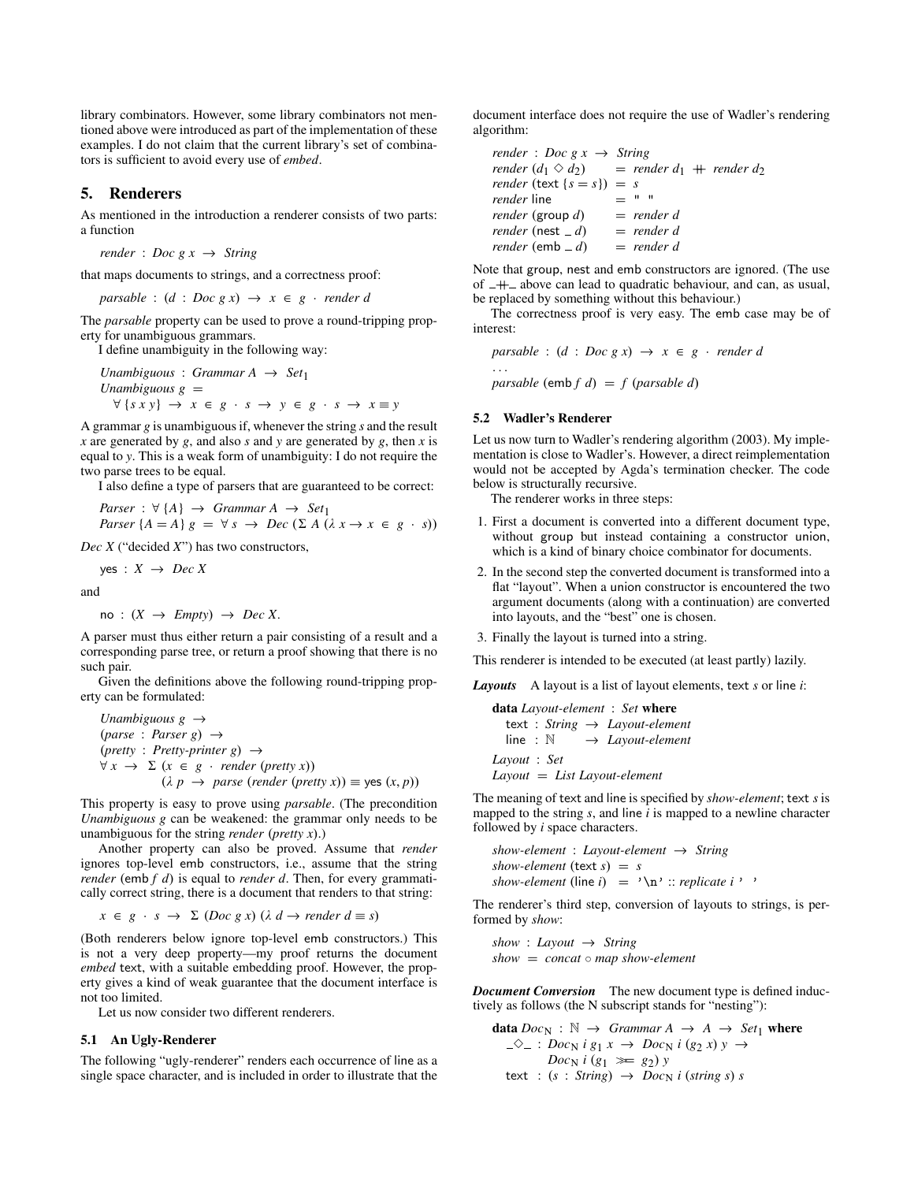library combinators. However, some library combinators not mentioned above were introduced as part of the implementation of these examples. I do not claim that the current library's set of combinators is sufficient to avoid every use of *embed*.

## 5. Renderers

As mentioned in the introduction a renderer consists of two parts: a function

$$render : Doc\ g\ x \to String$$

that maps documents to strings, and a correctness proof:

$$parsable : (d : Doc\ g\ x) \to x \in g \cdot render\ d$$

The *parsable* property can be used to prove a round-tripping property for unambiguous grammars.

I define unambiguity in the following way:

```
Unambiguous : Grammar A → Set₁
Unambiguous g =
  ∀ {s x y} → x ∈ g · s → y ∈ g · s → x ≡ y
```

A grammar $g$ is unambiguous if, whenever the string $s$ and the result $x$ are generated by $g$, and also $s$ and $y$ are generated by $g$, then $x$ is equal to $y$. This is a weak form of unambiguity: I do not require the two parse trees to be equal.

I also define a type of parsers that are guaranteed to be correct:

```
Parser : ∀ {A} → Grammar A → Set₁
Parser {A = A} g = ∀ s → Dec (Σ A (λ x → x ∈ g · s))
```

*Dec X* ("decided *X*") has two constructors,

$$\mathsf{yes} : X \to Dec\ X$$

and

$$\mathsf{no} : (X \to Empty) \to Dec\ X.$$

A parser must thus either return a pair consisting of a result and a corresponding parse tree, or return a proof showing that there is no such pair.

Given the definitions above the following round-tripping property can be formulated:

```
Unambiguous g →
(parse : Parser g) →
(pretty : Pretty-printer g) →
∀ x → Σ (x ∈ g · render (pretty x))
        (λ p → parse (render (pretty x)) ≡ yes (x, p))
```

This property is easy to prove using *parsable*. (The precondition *Unambiguous g* can be weakened: the grammar only needs to be unambiguous for the string *render* (*pretty x*).)

Another property can also be proved. Assume that *render* ignores top-level emb constructors, i.e., assume that the string *render* (emb *f d*) is equal to *render d*. Then, for every grammatically correct string, there is a document that renders to that string:

$$x \in g \cdot s \to \Sigma\ (Doc\ g\ x)\ (\lambda\ d \to render\ d \equiv s)$$

(Both renderers below ignore top-level emb constructors.) This is not a very deep property—my proof returns the document *embed* text, with a suitable embedding proof. However, the property gives a kind of weak guarantee that the document interface is not too limited.

Let us now consider two different renderers.

### 5.1 An Ugly-Renderer

The following "ugly-renderer" renders each occurrence of line as a single space character, and is included in order to illustrate that the document interface does not require the use of Wadler's rendering algorithm:

```
render : Doc g x → String
render (d₁ ◇ d₂)     = render d₁ ++ render d₂
render (text {s = s}) = s
render line          = " "
render (group d)     = render d
render (nest _ d)    = render d
render (emb _ d)     = render d
```

Note that group, nest and emb constructors are ignored. (The use of _++_ above can lead to quadratic behaviour, and can, as usual, be replaced by something without this behaviour.)

The correctness proof is very easy. The emb case may be of interest:

```
parsable : (d : Doc g x) → x ∈ g · render d
...
parsable (emb f d) = f (parsable d)
```

### 5.2 Wadler's Renderer

Let us now turn to Wadler's rendering algorithm (2003). My implementation is close to Wadler's. However, a direct reimplementation would not be accepted by Agda's termination checker. The code below is structurally recursive.

The renderer works in three steps:

1. First a document is converted into a different document type, without group but instead containing a constructor union, which is a kind of binary choice combinator for documents.
2. In the second step the converted document is transformed into a flat "layout". When a union constructor is encountered the two argument documents (along with a continuation) are converted into layouts, and the "best" one is chosen.
3. Finally the layout is turned into a string.

This renderer is intended to be executed (at least partly) lazily.

***Layouts*** A layout is a list of layout elements, text $s$ or line $i$:

```
data Layout-element : Set where
  text : String → Layout-element
  line : ℕ      → Layout-element

Layout : Set
Layout = List Layout-element
```

The meaning of text and line is specified by *show-element*; text $s$ is mapped to the string $s$, and line $i$ is mapped to a newline character followed by $i$ space characters.

```
show-element : Layout-element → String
show-element (text s) = s
show-element (line i) = '\n' :: replicate i ' '
```

The renderer's third step, conversion of layouts to strings, is performed by *show*:

```
show : Layout → String
show = concat ∘ map show-element
```

***Document Conversion*** The new document type is defined inductively as follows (the N subscript stands for "nesting"):

```
data Doc_N : ℕ → Grammar A → A → Set₁ where
  _◇_ : Doc_N i g₁ x → Doc_N i (g₂ x) y →
        Doc_N i (g₁ ≫= g₂) y
  text : (s : String) → Doc_N i (string s) s
```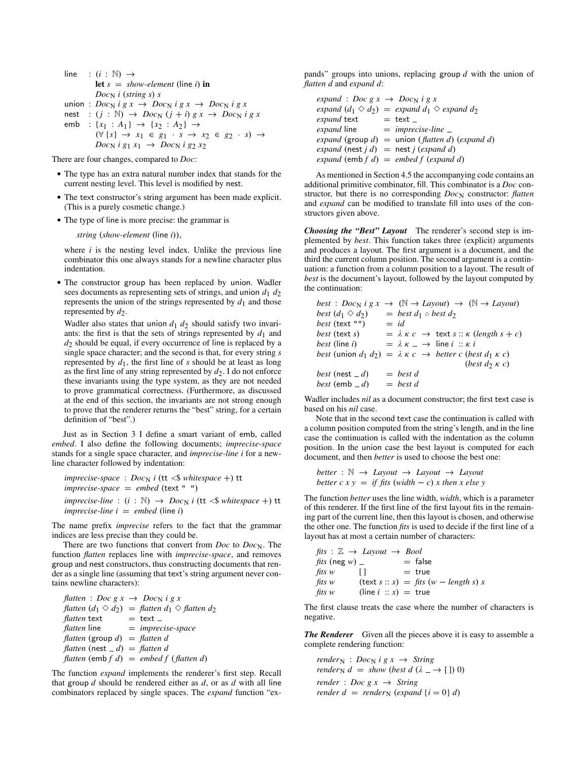```
line   : (i : ℕ) →
         let s = show-element (line i) in
         Doc_N i (string s) s
union  : Doc_N i g x → Doc_N i g x → Doc_N i g x
nest   : (j : ℕ) → Doc_N (j + i) g x → Doc_N i g x
emb    : {x₁ : A₁} → {x₂ : A₂} →
         (∀ {s} → x₁ ∈ g₁ · s → x₂ ∈ g₂ · s) →
         Doc_N i g₁ x₁ → Doc_N i g₂ x₂
```

There are four changes, compared to *Doc*:

- The type has an extra natural number index that stands for the current nesting level. This level is modified by nest.
- The text constructor's string argument has been made explicit. (This is a purely cosmetic change.)
- The type of line is more precise: the grammar is

  *string* (*show-element* (line *i*)),

  where *i* is the nesting level index. Unlike the previous line combinator this one always stands for a newline character plus indentation.
- The constructor group has been replaced by union. Wadler sees documents as representing sets of strings, and union $d_1$ $d_2$ represents the union of the strings represented by $d_1$ and those represented by $d_2$.

  Wadler also states that union $d_1$ $d_2$ should satisfy two invariants: the first is that the sets of strings represented by $d_1$ and $d_2$ should be equal, if every occurrence of line is replaced by a single space character; and the second is that, for every string *s* represented by $d_1$, the first line of *s* should be at least as long as the first line of any string represented by $d_2$. I do not enforce these invariants using the type system, as they are not needed to prove grammatical correctness. (Furthermore, as discussed at the end of this section, the invariants are not strong enough to prove that the renderer returns the "best" string, for a certain definition of "best".)

Just as in Section 3 I define a smart variant of emb, called *embed*. I also define the following documents; *imprecise-space* stands for a single space character, and *imprecise-line i* for a newline character followed by indentation:

```
imprecise-space : Doc_N i (tt <$ whitespace +) tt
imprecise-space = embed (text " ")
imprecise-line : (i : ℕ) → Doc_N i (tt <$ whitespace +) tt
imprecise-line i = embed (line i)
```

The name prefix *imprecise* refers to the fact that the grammar indices are less precise than they could be.

There are two functions that convert from *Doc* to $Doc_N$. The function *flatten* replaces line with *imprecise-space*, and removes group and nest constructors, thus constructing documents that render as a single line (assuming that text's string argument never contains newline characters):

```
flatten : Doc g x → Doc_N i g x
flatten (d₁ ◇ d₂)  = flatten d₁ ◇ flatten d₂
flatten text       = text _
flatten line       = imprecise-space
flatten (group d)  = flatten d
flatten (nest _ d) = flatten d
flatten (emb f d)  = embed f (flatten d)
```

The function *expand* implements the renderer's first step. Recall that group *d* should be rendered either as *d*, or as *d* with all line combinators replaced by single spaces. The *expand* function "expands" groups into unions, replacing group *d* with the union of *flatten d* and *expand d*:

```
expand : Doc g x → Doc_N i g x
expand (d₁ ◇ d₂)  = expand d₁ ◇ expand d₂
expand text       = text _
expand line       = imprecise-line _
expand (group d)  = union (flatten d) (expand d)
expand (nest j d) = nest j (expand d)
expand (emb f d)  = embed f (expand d)
```

As mentioned in Section 4.5 the accompanying code contains an additional primitive combinator, fill. This combinator is a *Doc* constructor, but there is no corresponding $Doc_N$ constructor: *flatten* and *expand* can be modified to translate fill into uses of the constructors given above.

***Choosing the "Best" Layout*** The renderer's second step is implemented by *best*. This function takes three (explicit) arguments and produces a layout. The first argument is a document, and the third the current column position. The second argument is a continuation: a function from a column position to a layout. The result of *best* is the document's layout, followed by the layout computed by the continuation:

```
best : Doc_N i g x → (ℕ → Layout) → (ℕ → Layout)
best (d₁ ◇ d₂)      = best d₁ ∘ best d₂
best (text "")      = id
best (text s)       = λ κ c → text s :: κ (length s + c)
best (line i)       = λ κ _ → line i :: κ i
best (union d₁ d₂)  = λ κ c → better c (best d₁ κ c)
                                         (best d₂ κ c)
best (nest _ d)     = best d
best (emb _ d)      = best d
```

Wadler includes *nil* as a document constructor; the first text case is based on his *nil* case.

Note that in the second text case the continuation is called with a column position computed from the string's length, and in the line case the continuation is called with the indentation as the column position. In the union case the best layout is computed for each document, and then *better* is used to choose the best one:

```
better : ℕ → Layout → Layout → Layout
better c x y = if fits (width − c) x then x else y
```

The function *better* uses the line width, *width*, which is a parameter of this renderer. If the first line of the first layout fits in the remaining part of the current line, then this layout is chosen, and otherwise the other one. The function *fits* is used to decide if the first line of a layout has at most a certain number of characters:

```
fits : ℤ → Layout → Bool
fits (neg w) _             = false
fits w      []             = true
fits w      (text s :: x)  = fits (w − length s) x
fits w      (line i :: x)  = true
```

The first clause treats the case where the number of characters is negative.

***The Renderer*** Given all the pieces above it is easy to assemble a complete rendering function:

```
render_N : Doc_N i g x → String
render_N d = show (best d (λ _ → []) 0)
render : Doc g x → String
render d = render_N (expand {i = 0} d)
```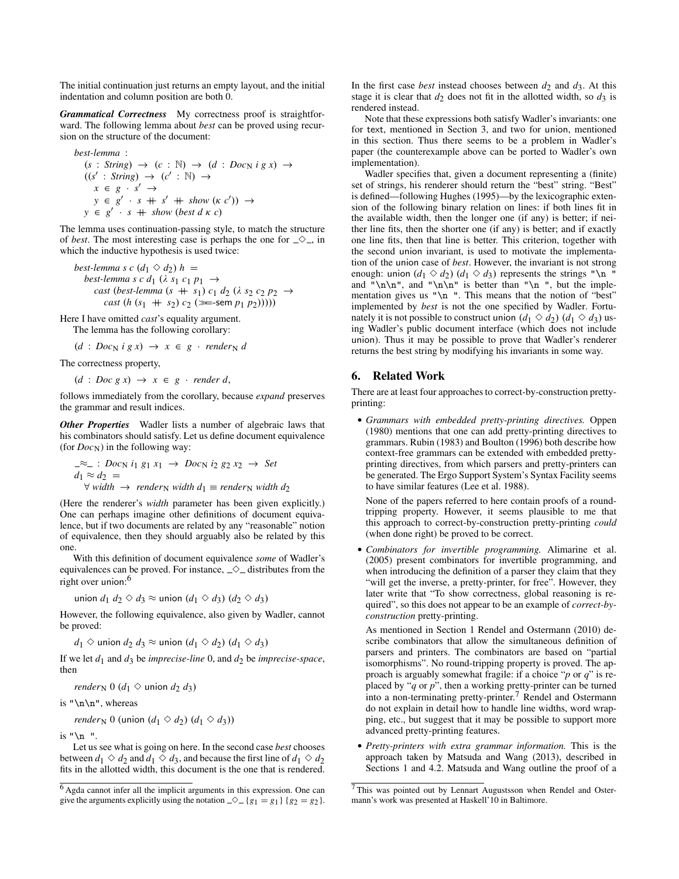The initial continuation just returns an empty layout, and the initial indentation and column position are both 0.

***Grammatical Correctness*** My correctness proof is straightforward. The following lemma about *best* can be proved using recursion on the structure of the document:

$$
\begin{array}{l}
\mathit{best\text{-}lemma} : \\
\quad (s : \mathit{String}) \rightarrow (c : \mathbb{N}) \rightarrow (d : \mathit{Doc}_{\mathrm{N}}\ i\ g\ x) \rightarrow \\
\quad ((s' : \mathit{String}) \rightarrow (c' : \mathbb{N}) \rightarrow \\
\quad\quad x \in g \cdot s' \rightarrow \\
\quad\quad y \in g' \cdot s \mathbin{+\!\!+} s' \mathbin{+\!\!+} \mathit{show}\ (\kappa\ c')) \rightarrow \\
\quad y \in g' \cdot s \mathbin{+\!\!+} \mathit{show}\ (\mathit{best}\ d\ \kappa\ c)
\end{array}
$$

The lemma uses continuation-passing style, to match the structure of *best*. The most interesting case is perhaps the one for $\_\diamond\_$, in which the inductive hypothesis is used twice:

$$
\begin{array}{l}
\mathit{best\text{-}lemma}\ s\ c\ (d_1 \diamond d_2)\ h = \\
\quad \mathit{best\text{-}lemma}\ s\ c\ d_1\ (\lambda\ s_1\ c_1\ p_1 \rightarrow \\
\quad\quad \mathit{cast}\ (\mathit{best\text{-}lemma}\ (s \mathbin{+\!\!+} s_1)\ c_1\ d_2\ (\lambda\ s_2\ c_2\ p_2 \rightarrow \\
\quad\quad\quad \mathit{cast}\ (h\ (s_1 \mathbin{+\!\!+} s_2)\ c_2\ (\ggg\!\text{-sem}\ p_1\ p_2)))))
\end{array}
$$

Here I have omitted *cast*'s equality argument.

The lemma has the following corollary:

$$(d : \mathit{Doc}_{\mathrm{N}}\ i\ g\ x) \rightarrow x \in g \cdot \mathit{render}_{\mathrm{N}}\ d$$

The correctness property,

$$(d : \mathit{Doc}\ g\ x) \rightarrow x \in g \cdot \mathit{render}\ d,$$

follows immediately from the corollary, because *expand* preserves the grammar and result indices.

***Other Properties*** Wadler lists a number of algebraic laws that his combinators should satisfy. Let us define document equivalence (for $\mathit{Doc}_{\mathrm{N}}$) in the following way:

$$
\begin{array}{l}
\_\approx\_ : \mathit{Doc}_{\mathrm{N}}\ i_1\ g_1\ x_1 \rightarrow \mathit{Doc}_{\mathrm{N}}\ i_2\ g_2\ x_2 \rightarrow \mathit{Set} \\
d_1 \approx d_2 = \\
\quad \forall\ \mathit{width} \rightarrow \mathit{render}_{\mathrm{N}}\ \mathit{width}\ d_1 \equiv \mathit{render}_{\mathrm{N}}\ \mathit{width}\ d_2
\end{array}
$$

(Here the renderer's *width* parameter has been given explicitly.) One can perhaps imagine other definitions of document equivalence, but if two documents are related by any "reasonable" notion of equivalence, then they should arguably also be related by this one.

With this definition of document equivalence *some* of Wadler's equivalences can be proved. For instance, $\_\diamond\_$ distributes from the right over union:[6]

$$\mathsf{union}\ d_1\ d_2 \diamond d_3 \approx \mathsf{union}\ (d_1 \diamond d_3)\ (d_2 \diamond d_3)$$

However, the following equivalence, also given by Wadler, cannot be proved:

$$d_1 \diamond \mathsf{union}\ d_2\ d_3 \approx \mathsf{union}\ (d_1 \diamond d_2)\ (d_1 \diamond d_3)$$

If we let $d_1$ and $d_3$ be *imprecise-line* 0, and $d_2$ be *imprecise-space*, then

$$\mathit{render}_{\mathrm{N}}\ 0\ (d_1 \diamond \mathsf{union}\ d_2\ d_3)$$

is `"\n\n"`, whereas

$$\mathit{render}_{\mathrm{N}}\ 0\ (\mathsf{union}\ (d_1 \diamond d_2)\ (d_1 \diamond d_3))$$

is `"\n "`.

Let us see what is going on here. In the second case *best* chooses between $d_1 \diamond d_2$ and $d_1 \diamond d_3$, and because the first line of $d_1 \diamond d_2$ fits in the allotted width, this document is the one that is rendered. In the first case *best* instead chooses between $d_2$ and $d_3$. At this stage it is clear that $d_2$ does not fit in the allotted width, so $d_3$ is rendered instead.

Note that these expressions both satisfy Wadler's invariants: one for text, mentioned in Section 3, and two for union, mentioned in this section. Thus there seems to be a problem in Wadler's paper (the counterexample above can be ported to Wadler's own implementation).

Wadler specifies that, given a document representing a (finite) set of strings, his renderer should return the "best" string. "Best" is defined—following Hughes (1995)—by the lexicographic extension of the following binary relation on lines: if both lines fit in the available width, then the longer one (if any) is better; if neither line fits, then the shorter one (if any) is better; and if exactly one line fits, then that line is better. This criterion, together with the second union invariant, is used to motivate the implementation of the union case of *best*. However, the invariant is not strong enough: $\mathsf{union}\ (d_1 \diamond d_2)\ (d_1 \diamond d_3)$ represents the strings `"\n "` and `"\n\n"`, and `"\n\n"` is better than `"\n "`, but the implementation gives us `"\n "`. This means that the notion of "best" implemented by *best* is not the one specified by Wadler. Fortunately it is not possible to construct $\mathsf{union}\ (d_1 \diamond d_2)\ (d_1 \diamond d_3)$ using Wadler's public document interface (which does not include union). Thus it may be possible to prove that Wadler's renderer returns the best string by modifying his invariants in some way.

## 6. Related Work

There are at least four approaches to correct-by-construction pretty-printing:

- *Grammars with embedded pretty-printing directives.* Oppen (1980) mentions that one can add pretty-printing directives to grammars. Rubin (1983) and Boulton (1996) both describe how context-free grammars can be extended with embedded pretty-printing directives, from which parsers and pretty-printers can be generated. The Ergo Support System's Syntax Facility seems to have similar features (Lee et al. 1988).

  None of the papers referred to here contain proofs of a round-tripping property. However, it seems plausible to me that this approach to correct-by-construction pretty-printing *could* (when done right) be proved to be correct.

- *Combinators for invertible programming.* Alimarine et al. (2005) present combinators for invertible programming, and when introducing the definition of a parser they claim that they "will get the inverse, a pretty-printer, for free". However, they later write that "To show correctness, global reasoning is required", so this does not appear to be an example of *correct-by-construction* pretty-printing.

  As mentioned in Section 1 Rendel and Ostermann (2010) describe combinators that allow the simultaneous definition of parsers and printers. The combinators are based on "partial isomorphisms". No round-tripping property is proved. The approach is arguably somewhat fragile: if a choice "*p* or *q*" is replaced by "*q* or *p*", then a working pretty-printer can be turned into a non-terminating pretty-printer.[7] Rendel and Ostermann do not explain in detail how to handle line widths, word wrapping, etc., but suggest that it may be possible to support more advanced pretty-printing features.

- *Pretty-printers with extra grammar information.* This is the approach taken by Matsuda and Wang (2013), described in Sections 1 and 4.2. Matsuda and Wang outline the proof of a

[6] Agda cannot infer all the implicit arguments in this expression. One can give the arguments explicitly using the notation $\_\diamond\_\ \{g_1 = g_1\}\ \{g_2 = g_2\}$.

[7] This was pointed out by Lennart Augustsson when Rendel and Ostermann's work was presented at Haskell'10 in Baltimore.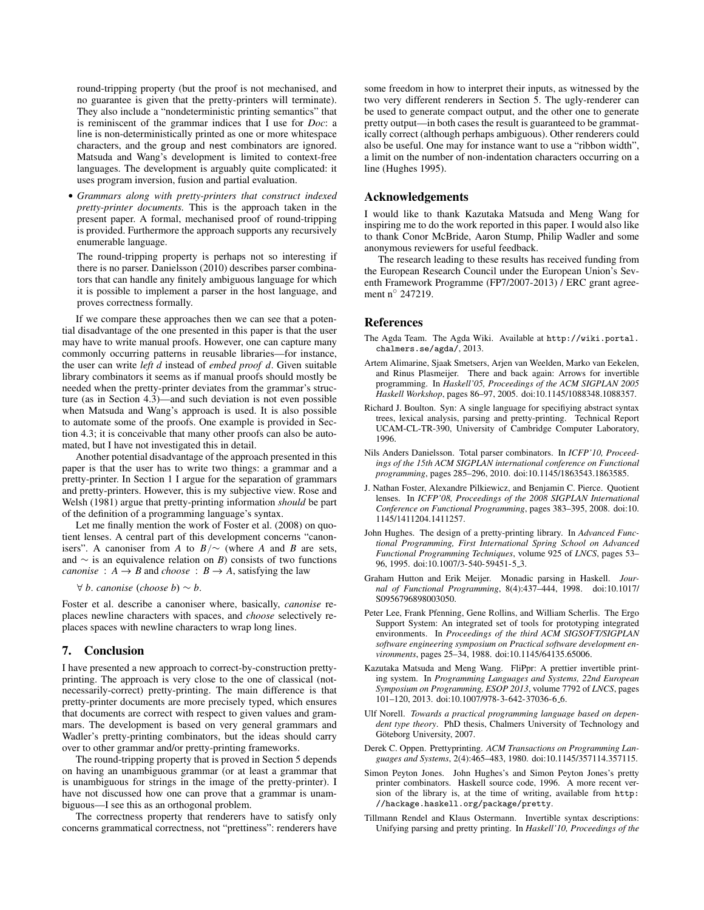round-tripping property (but the proof is not mechanised, and no guarantee is given that the pretty-printers will terminate). They also include a "nondeterministic printing semantics" that is reminiscent of the grammar indices that I use for *Doc*: a line is non-deterministically printed as one or more whitespace characters, and the group and nest combinators are ignored. Matsuda and Wang's development is limited to context-free languages. The development is arguably quite complicated: it uses program inversion, fusion and partial evaluation.

- *Grammars along with pretty-printers that construct indexed pretty-printer documents.* This is the approach taken in the present paper. A formal, mechanised proof of round-tripping is provided. Furthermore the approach supports any recursively enumerable language.

  The round-tripping property is perhaps not so interesting if there is no parser. Danielsson (2010) describes parser combinators that can handle any finitely ambiguous language for which it is possible to implement a parser in the host language, and proves correctness formally.

If we compare these approaches then we can see that a potential disadvantage of the one presented in this paper is that the user may have to write manual proofs. However, one can capture many commonly occurring patterns in reusable libraries—for instance, the user can write *left d* instead of *embed proof d*. Given suitable library combinators it seems as if manual proofs should mostly be needed when the pretty-printer deviates from the grammar's structure (as in Section 4.3)—and such deviation is not even possible when Matsuda and Wang's approach is used. It is also possible to automate some of the proofs. One example is provided in Section 4.3; it is conceivable that many other proofs can also be automated, but I have not investigated this in detail.

Another potential disadvantage of the approach presented in this paper is that the user has to write two things: a grammar and a pretty-printer. In Section 1 I argue for the separation of grammars and pretty-printers. However, this is my subjective view. Rose and Welsh (1981) argue that pretty-printing information *should* be part of the definition of a programming language's syntax.

Let me finally mention the work of Foster et al. (2008) on quotient lenses. A central part of this development concerns "canonisers". A canoniser from $A$ to $B/\sim$ (where $A$ and $B$ are sets, and $\sim$ is an equivalence relation on $B$) consists of two functions $canonise : A \to B$ and $choose : B \to A$, satisfying the law

$$\forall\, b.\ canonise\ (choose\ b) \sim b.$$

Foster et al. describe a canoniser where, basically, *canonise* replaces newline characters with spaces, and *choose* selectively replaces spaces with newline characters to wrap long lines.

## 7. Conclusion

I have presented a new approach to correct-by-construction pretty-printing. The approach is very close to the one of classical (not-necessarily-correct) pretty-printing. The main difference is that pretty-printer documents are more precisely typed, which ensures that documents are correct with respect to given values and grammars. The development is based on very general grammars and Wadler's pretty-printing combinators, but the ideas should carry over to other grammar and/or pretty-printing frameworks.

The round-tripping property that is proved in Section 5 depends on having an unambiguous grammar (or at least a grammar that is unambiguous for strings in the image of the pretty-printer). I have not discussed how one can prove that a grammar is unambiguous—I see this as an orthogonal problem.

The correctness property that renderers have to satisfy only concerns grammatical correctness, not "prettiness": renderers have some freedom in how to interpret their inputs, as witnessed by the two very different renderers in Section 5. The ugly-renderer can be used to generate compact output, and the other one to generate pretty output—in both cases the result is guaranteed to be grammatically correct (although perhaps ambiguous). Other renderers could also be useful. One may for instance want to use a "ribbon width", a limit on the number of non-indentation characters occurring on a line (Hughes 1995).

## Acknowledgements

I would like to thank Kazutaka Matsuda and Meng Wang for inspiring me to do the work reported in this paper. I would also like to thank Conor McBride, Aaron Stump, Philip Wadler and some anonymous reviewers for useful feedback.

The research leading to these results has received funding from the European Research Council under the European Union's Seventh Framework Programme (FP7/2007-2013) / ERC grant agreement n° 247219.

## References

The Agda Team. The Agda Wiki. Available at http://wiki.portal.chalmers.se/agda/, 2013.

Artem Alimarine, Sjaak Smetsers, Arjen van Weelden, Marko van Eekelen, and Rinus Plasmeijer. There and back again: Arrows for invertible programming. In *Haskell'05, Proceedings of the ACM SIGPLAN 2005 Haskell Workshop*, pages 86–97, 2005. doi:10.1145/1088348.1088357.

Richard J. Boulton. Syn: A single language for specifiying abstract syntax trees, lexical analysis, parsing and pretty-printing. Technical Report UCAM-CL-TR-390, University of Cambridge Computer Laboratory, 1996.

Nils Anders Danielsson. Total parser combinators. In *ICFP'10, Proceedings of the 15th ACM SIGPLAN international conference on Functional programming*, pages 285–296, 2010. doi:10.1145/1863543.1863585.

J. Nathan Foster, Alexandre Pilkiewicz, and Benjamin C. Pierce. Quotient lenses. In *ICFP'08, Proceedings of the 2008 SIGPLAN International Conference on Functional Programming*, pages 383–395, 2008. doi:10.1145/1411204.1411257.

John Hughes. The design of a pretty-printing library. In *Advanced Functional Programming, First International Spring School on Advanced Functional Programming Techniques*, volume 925 of *LNCS*, pages 53–96, 1995. doi:10.1007/3-540-59451-5_3.

Graham Hutton and Erik Meijer. Monadic parsing in Haskell. *Journal of Functional Programming*, 8(4):437–444, 1998. doi:10.1017/S0956796898003050.

Peter Lee, Frank Pfenning, Gene Rollins, and William Scherlis. The Ergo Support System: An integrated set of tools for prototyping integrated environments. In *Proceedings of the third ACM SIGSOFT/SIGPLAN software engineering symposium on Practical software development environments*, pages 25–34, 1988. doi:10.1145/64135.65006.

Kazutaka Matsuda and Meng Wang. FliPpr: A prettier invertible printing system. In *Programming Languages and Systems, 22nd European Symposium on Programming, ESOP 2013*, volume 7792 of *LNCS*, pages 101–120, 2013. doi:10.1007/978-3-642-37036-6_6.

Ulf Norell. *Towards a practical programming language based on dependent type theory*. PhD thesis, Chalmers University of Technology and Göteborg University, 2007.

Derek C. Oppen. Prettyprinting. *ACM Transactions on Programming Languages and Systems*, 2(4):465–483, 1980. doi:10.1145/357114.357115.

Simon Peyton Jones. John Hughes's and Simon Peyton Jones's pretty printer combinators. Haskell source code, 1996. A more recent version of the library is, at the time of writing, available from http://hackage.haskell.org/package/pretty.

Tillmann Rendel and Klaus Ostermann. Invertible syntax descriptions: Unifying parsing and pretty printing. In *Haskell'10, Proceedings of the*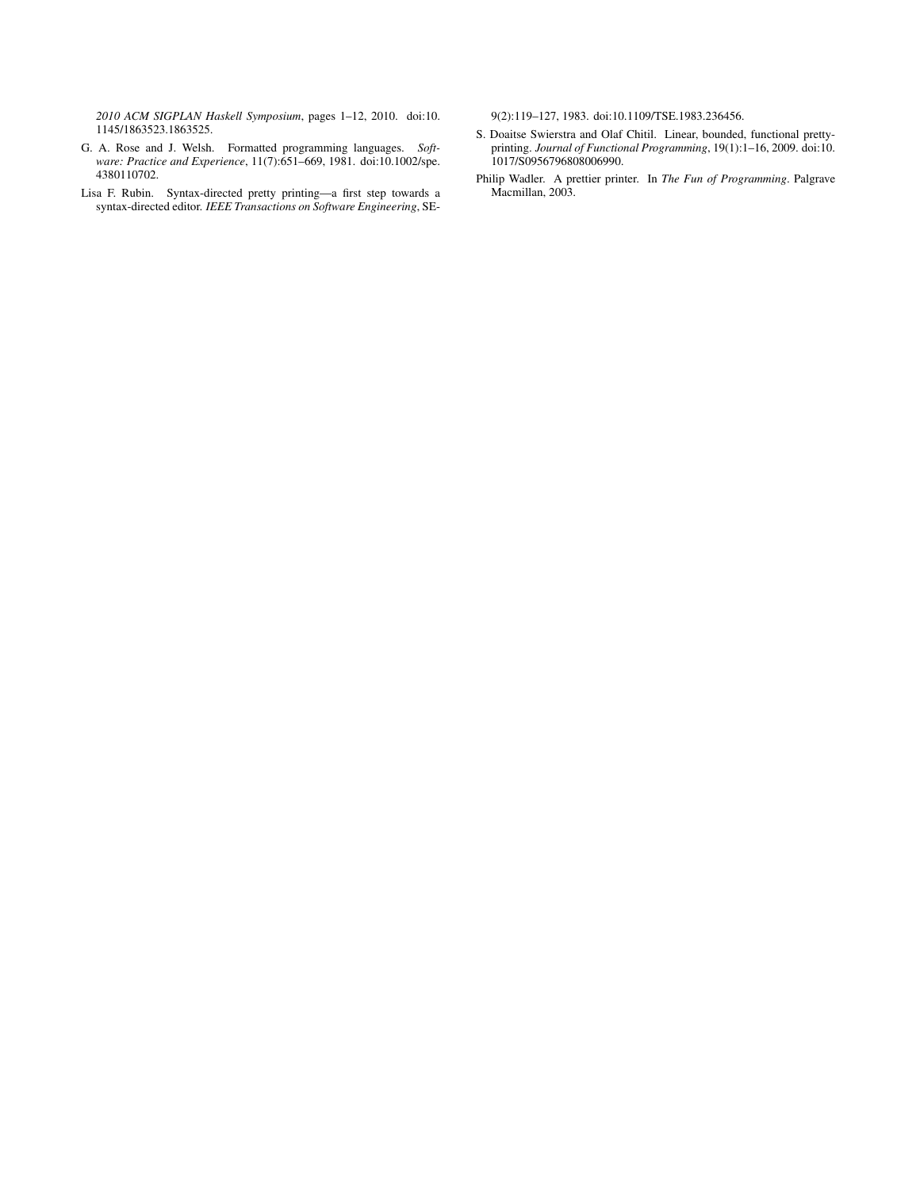*2010 ACM SIGPLAN Haskell Symposium*, pages 1–12, 2010. doi:10.1145/1863523.1863525.

G. A. Rose and J. Welsh. Formatted programming languages. *Software: Practice and Experience*, 11(7):651–669, 1981. doi:10.1002/spe.4380110702.

Lisa F. Rubin. Syntax-directed pretty printing—a first step towards a syntax-directed editor. *IEEE Transactions on Software Engineering*, SE-9(2):119–127, 1983. doi:10.1109/TSE.1983.236456.

S. Doaitse Swierstra and Olaf Chitil. Linear, bounded, functional pretty-printing. *Journal of Functional Programming*, 19(1):1–16, 2009. doi:10.1017/S0956796808006990.

Philip Wadler. A prettier printer. In *The Fun of Programming*. Palgrave Macmillan, 2003.